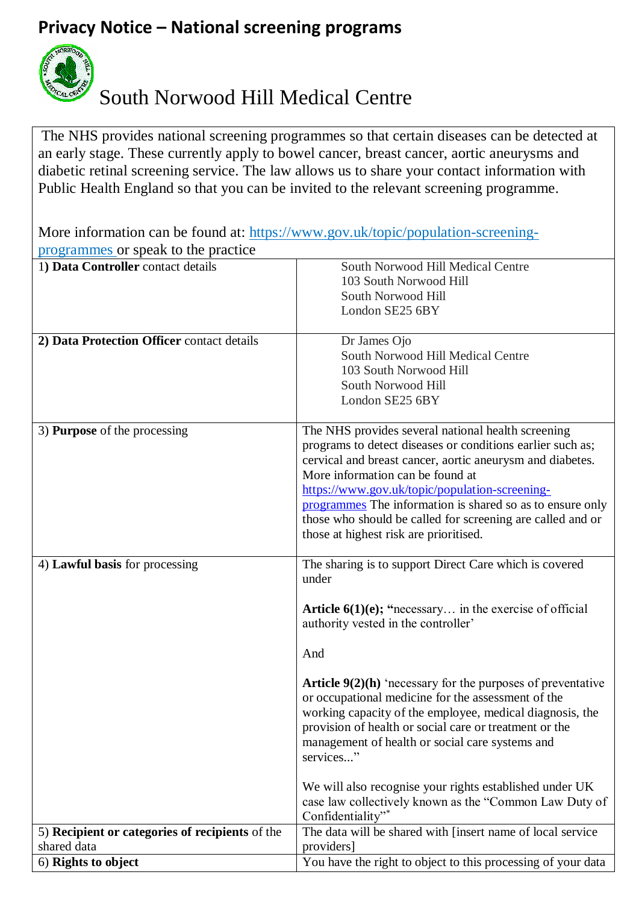# Privacy Notice – National screening programs

South Norwood Hill Medical Centre

The NHS provides national screening programmes so that certain diseases can be detected at an early stage. These currently apply to bowel cancer, breast cancer, aortic aneurysms and diabetic retinal screening service. The law allows us to share your contact information with Public Health England so that you can be invited to the relevant screening programme.

More information can be found at: https://www.gov.uk/topic/population-screening-programmes or speak to the practice

| | |
|---|---|
| 1) **Data Controller** contact details | South Norwood Hill Medical Centre<br>103 South Norwood Hill<br>South Norwood Hill<br>London SE25 6BY |
| **2) Data Protection Officer** contact details | Dr James Ojo<br>South Norwood Hill Medical Centre<br>103 South Norwood Hill<br>South Norwood Hill<br>London SE25 6BY |
| 3) **Purpose** of the processing | The NHS provides several national health screening programs to detect diseases or conditions earlier such as; cervical and breast cancer, aortic aneurysm and diabetes. More information can be found at https://www.gov.uk/topic/population-screening-programmes The information is shared so as to ensure only those who should be called for screening are called and or those at highest risk are prioritised. |
| 4) **Lawful basis** for processing | The sharing is to support Direct Care which is covered under<br><br>**Article 6(1)(e); "**necessary… in the exercise of official authority vested in the controller'<br><br>And<br><br>**Article 9(2)(h)** 'necessary for the purposes of preventative or occupational medicine for the assessment of the working capacity of the employee, medical diagnosis, the provision of health or social care or treatment or the management of health or social care systems and services..."<br><br>We will also recognise your rights established under UK case law collectively known as the "Common Law Duty of Confidentiality"* |
| 5) **Recipient or categories of recipients** of the shared data | The data will be shared with [insert name of local service providers] |
| 6) **Rights to object** | You have the right to object to this processing of your data |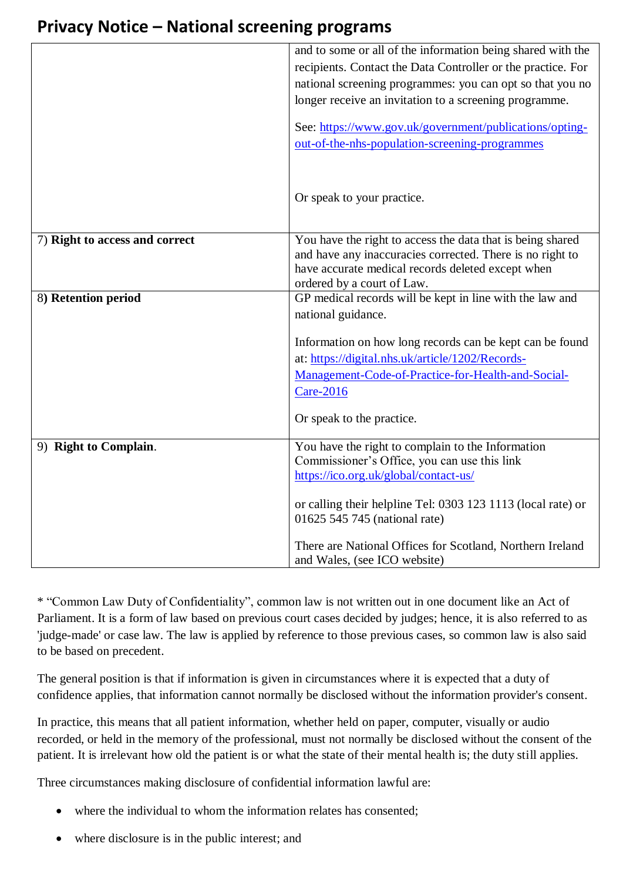# Privacy Notice – National screening programs

| | |
|---|---|
| | and to some or all of the information being shared with the recipients. Contact the Data Controller or the practice. For national screening programmes: you can opt so that you no longer receive an invitation to a screening programme.<br><br>See: [https://www.gov.uk/government/publications/opting-out-of-the-nhs-population-screening-programmes](https://www.gov.uk/government/publications/opting-out-of-the-nhs-population-screening-programmes)<br><br>Or speak to your practice. |
| 7) **Right to access and correct** | You have the right to access the data that is being shared and have any inaccuracies corrected. There is no right to have accurate medical records deleted except when ordered by a court of Law. |
| 8**) Retention period** | GP medical records will be kept in line with the law and national guidance.<br><br>Information on how long records can be kept can be found at: [https://digital.nhs.uk/article/1202/Records-Management-Code-of-Practice-for-Health-and-Social-Care-2016](https://digital.nhs.uk/article/1202/Records-Management-Code-of-Practice-for-Health-and-Social-Care-2016)<br><br>Or speak to the practice. |
| 9) **Right to Complain**. | You have the right to complain to the Information Commissioner's Office, you can use this link [https://ico.org.uk/global/contact-us/](https://ico.org.uk/global/contact-us/)<br><br>or calling their helpline Tel: 0303 123 1113 (local rate) or 01625 545 745 (national rate)<br><br>There are National Offices for Scotland, Northern Ireland and Wales, (see ICO website) |

* "Common Law Duty of Confidentiality", common law is not written out in one document like an Act of Parliament. It is a form of law based on previous court cases decided by judges; hence, it is also referred to as 'judge-made' or case law. The law is applied by reference to those previous cases, so common law is also said to be based on precedent.

The general position is that if information is given in circumstances where it is expected that a duty of confidence applies, that information cannot normally be disclosed without the information provider's consent.

In practice, this means that all patient information, whether held on paper, computer, visually or audio recorded, or held in the memory of the professional, must not normally be disclosed without the consent of the patient. It is irrelevant how old the patient is or what the state of their mental health is; the duty still applies.

Three circumstances making disclosure of confidential information lawful are:

- where the individual to whom the information relates has consented;
- where disclosure is in the public interest; and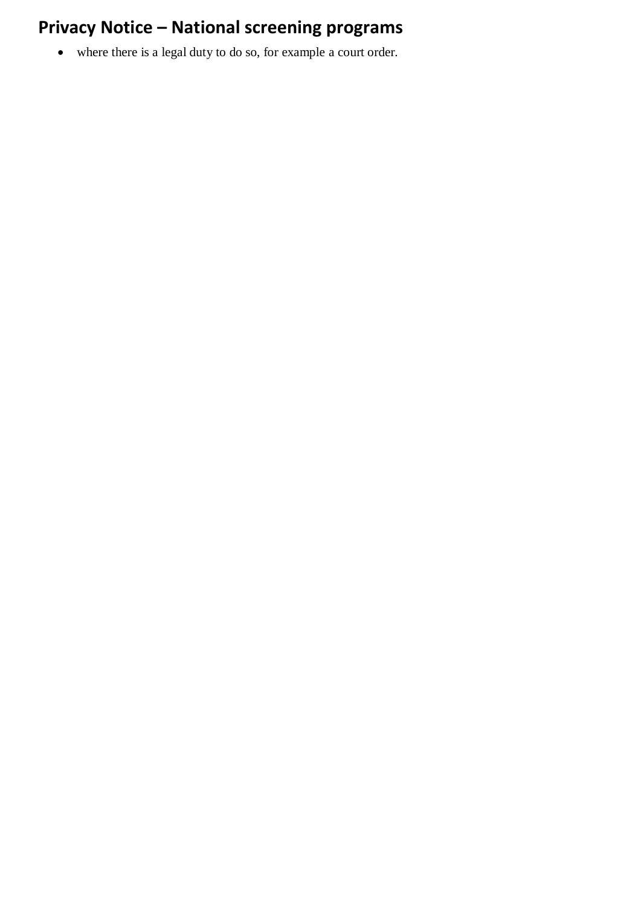- where there is a legal duty to do so, for example a court order.